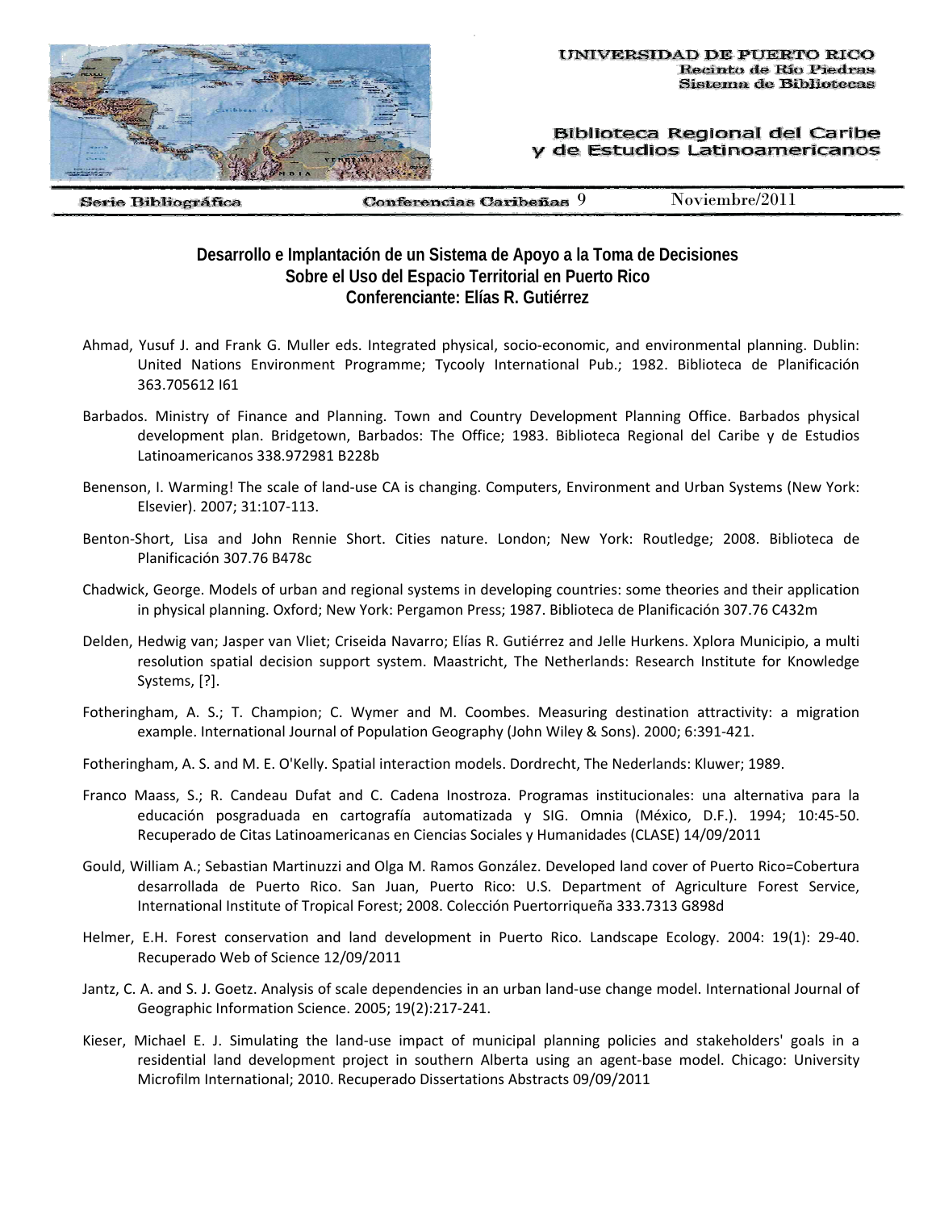UNIVERSIDAD DE PUERTO RICO
Recinto de Río Piedras
Sistema de Bibliotecas

Biblioteca Regional del Caribe y de Estudios Latinoamericanos

Serie Bibliográfica | Conferencias Caribeñas 9 | Noviembre/2011

## Desarrollo e Implantación de un Sistema de Apoyo a la Toma de Decisiones Sobre el Uso del Espacio Territorial en Puerto Rico
## Conferenciante: Elías R. Gutiérrez

Ahmad, Yusuf J. and Frank G. Muller eds. Integrated physical, socio-economic, and environmental planning. Dublin: United Nations Environment Programme; Tycooly International Pub.; 1982. Biblioteca de Planificación 363.705612 I61

Barbados. Ministry of Finance and Planning. Town and Country Development Planning Office. Barbados physical development plan. Bridgetown, Barbados: The Office; 1983. Biblioteca Regional del Caribe y de Estudios Latinoamericanos 338.972981 B228b

Benenson, I. Warming! The scale of land-use CA is changing. Computers, Environment and Urban Systems (New York: Elsevier). 2007; 31:107-113.

Benton-Short, Lisa and John Rennie Short. Cities nature. London; New York: Routledge; 2008. Biblioteca de Planificación 307.76 B478c

Chadwick, George. Models of urban and regional systems in developing countries: some theories and their application in physical planning. Oxford; New York: Pergamon Press; 1987. Biblioteca de Planificación 307.76 C432m

Delden, Hedwig van; Jasper van Vliet; Criseida Navarro; Elías R. Gutiérrez and Jelle Hurkens. Xplora Municipio, a multi resolution spatial decision support system. Maastricht, The Netherlands: Research Institute for Knowledge Systems, [?].

Fotheringham, A. S.; T. Champion; C. Wymer and M. Coombes. Measuring destination attractivity: a migration example. International Journal of Population Geography (John Wiley & Sons). 2000; 6:391-421.

Fotheringham, A. S. and M. E. O'Kelly. Spatial interaction models. Dordrecht, The Nederlands: Kluwer; 1989.

Franco Maass, S.; R. Candeau Dufat and C. Cadena Inostroza. Programas institucionales: una alternativa para la educación posgraduada en cartografía automatizada y SIG. Omnia (México, D.F.). 1994; 10:45-50. Recuperado de Citas Latinoamericanas en Ciencias Sociales y Humanidades (CLASE) 14/09/2011

Gould, William A.; Sebastian Martinuzzi and Olga M. Ramos González. Developed land cover of Puerto Rico=Cobertura desarrollada de Puerto Rico. San Juan, Puerto Rico: U.S. Department of Agriculture Forest Service, International Institute of Tropical Forest; 2008. Colección Puertorriqueña 333.7313 G898d

Helmer, E.H. Forest conservation and land development in Puerto Rico. Landscape Ecology. 2004: 19(1): 29-40. Recuperado Web of Science 12/09/2011

Jantz, C. A. and S. J. Goetz. Analysis of scale dependencies in an urban land-use change model. International Journal of Geographic Information Science. 2005; 19(2):217-241.

Kieser, Michael E. J. Simulating the land-use impact of municipal planning policies and stakeholders' goals in a residential land development project in southern Alberta using an agent-base model. Chicago: University Microfilm International; 2010. Recuperado Dissertations Abstracts 09/09/2011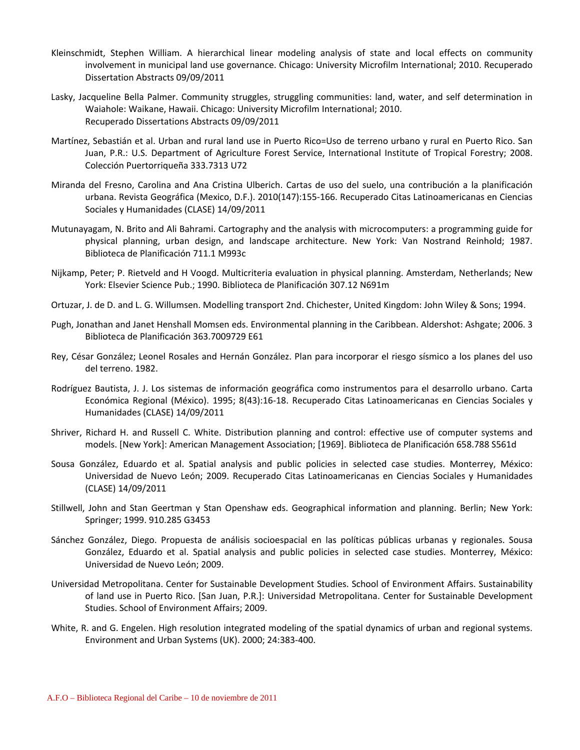Kleinschmidt, Stephen William. A hierarchical linear modeling analysis of state and local effects on community involvement in municipal land use governance. Chicago: University Microfilm International; 2010. Recuperado Dissertation Abstracts 09/09/2011

Lasky, Jacqueline Bella Palmer. Community struggles, struggling communities: land, water, and self determination in Waiahole: Waikane, Hawaii. Chicago: University Microfilm International; 2010. Recuperado Dissertations Abstracts 09/09/2011

Martínez, Sebastián et al. Urban and rural land use in Puerto Rico=Uso de terreno urbano y rural en Puerto Rico. San Juan, P.R.: U.S. Department of Agriculture Forest Service, International Institute of Tropical Forestry; 2008. Colección Puertorriqueña 333.7313 U72

Miranda del Fresno, Carolina and Ana Cristina Ulberich. Cartas de uso del suelo, una contribución a la planificación urbana. Revista Geográfica (Mexico, D.F.). 2010(147):155-166. Recuperado Citas Latinoamericanas en Ciencias Sociales y Humanidades (CLASE) 14/09/2011

Mutunayagam, N. Brito and Ali Bahrami. Cartography and the analysis with microcomputers: a programming guide for physical planning, urban design, and landscape architecture. New York: Van Nostrand Reinhold; 1987. Biblioteca de Planificación 711.1 M993c

Nijkamp, Peter; P. Rietveld and H Voogd. Multicriteria evaluation in physical planning. Amsterdam, Netherlands; New York: Elsevier Science Pub.; 1990. Biblioteca de Planificación 307.12 N691m

Ortuzar, J. de D. and L. G. Willumsen. Modelling transport 2nd. Chichester, United Kingdom: John Wiley & Sons; 1994.

Pugh, Jonathan and Janet Henshall Momsen eds. Environmental planning in the Caribbean. Aldershot: Ashgate; 2006. 3 Biblioteca de Planificación 363.7009729 E61

Rey, César González; Leonel Rosales and Hernán González. Plan para incorporar el riesgo sísmico a los planes del uso del terreno. 1982.

Rodríguez Bautista, J. J. Los sistemas de información geográfica como instrumentos para el desarrollo urbano. Carta Económica Regional (México). 1995; 8(43):16-18. Recuperado Citas Latinoamericanas en Ciencias Sociales y Humanidades (CLASE) 14/09/2011

Shriver, Richard H. and Russell C. White. Distribution planning and control: effective use of computer systems and models. [New York]: American Management Association; [1969]. Biblioteca de Planificación 658.788 S561d

Sousa González, Eduardo et al. Spatial analysis and public policies in selected case studies. Monterrey, México: Universidad de Nuevo León; 2009. Recuperado Citas Latinoamericanas en Ciencias Sociales y Humanidades (CLASE) 14/09/2011

Stillwell, John and Stan Geertman y Stan Openshaw eds. Geographical information and planning. Berlin; New York: Springer; 1999. 910.285 G3453

Sánchez González, Diego. Propuesta de análisis socioespacial en las políticas públicas urbanas y regionales. Sousa González, Eduardo et al. Spatial analysis and public policies in selected case studies. Monterrey, México: Universidad de Nuevo León; 2009.

Universidad Metropolitana. Center for Sustainable Development Studies. School of Environment Affairs. Sustainability of land use in Puerto Rico. [San Juan, P.R.]: Universidad Metropolitana. Center for Sustainable Development Studies. School of Environment Affairs; 2009.

White, R. and G. Engelen. High resolution integrated modeling of the spatial dynamics of urban and regional systems. Environment and Urban Systems (UK). 2000; 24:383-400.

A.F.O – Biblioteca Regional del Caribe – 10 de noviembre de 2011